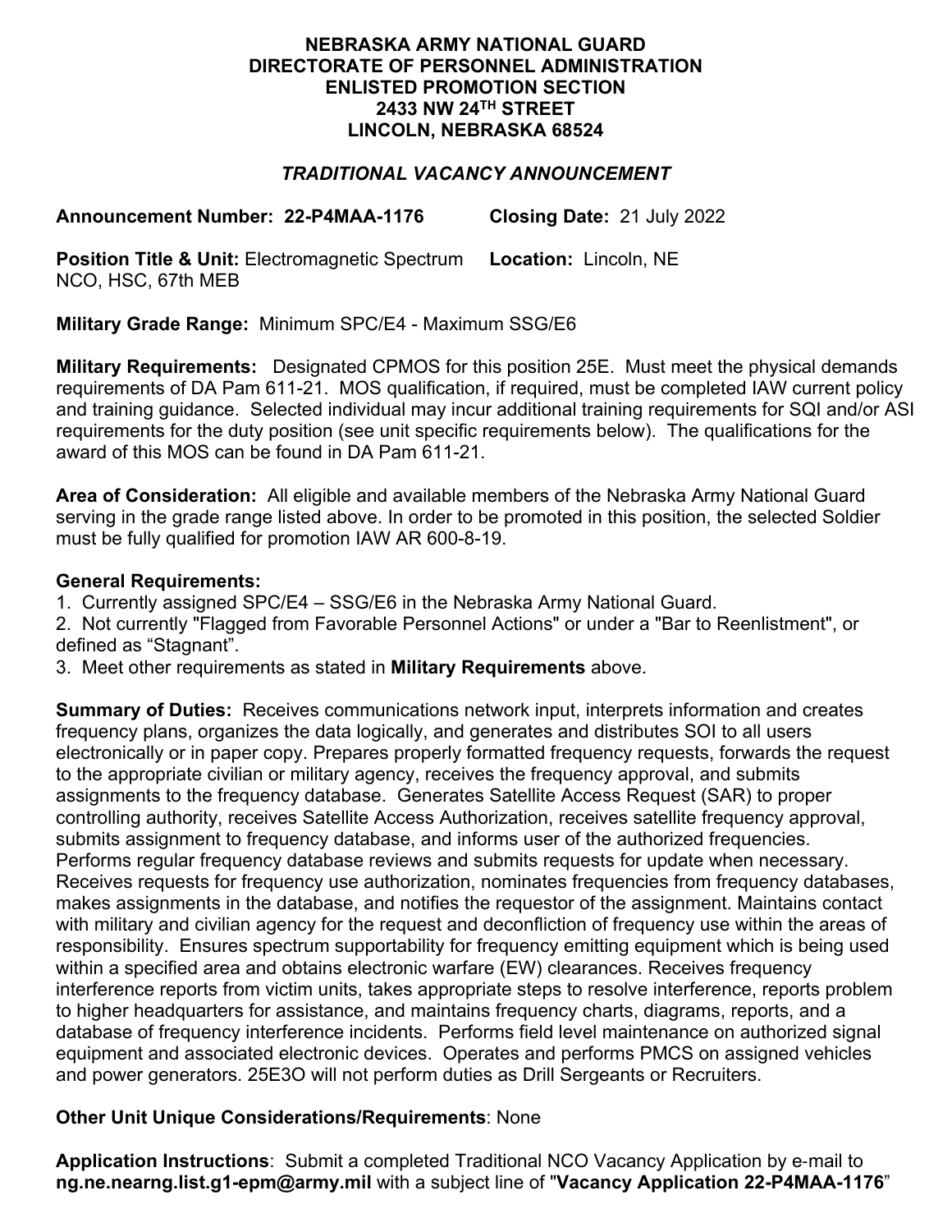**NEBRASKA ARMY NATIONAL GUARD**
**DIRECTORATE OF PERSONNEL ADMINISTRATION**
**ENLISTED PROMOTION SECTION**
**2433 NW 24TH STREET**
**LINCOLN, NEBRASKA 68524**

***TRADITIONAL VACANCY ANNOUNCEMENT***

**Announcement Number: 22-P4MAA-1176** **Closing Date:** 21 July 2022

**Position Title & Unit:** Electromagnetic Spectrum NCO, HSC, 67th MEB **Location:** Lincoln, NE

**Military Grade Range:** Minimum SPC/E4 - Maximum SSG/E6

**Military Requirements:** Designated CPMOS for this position 25E. Must meet the physical demands requirements of DA Pam 611-21. MOS qualification, if required, must be completed IAW current policy and training guidance. Selected individual may incur additional training requirements for SQI and/or ASI requirements for the duty position (see unit specific requirements below). The qualifications for the award of this MOS can be found in DA Pam 611-21.

**Area of Consideration:** All eligible and available members of the Nebraska Army National Guard serving in the grade range listed above. In order to be promoted in this position, the selected Soldier must be fully qualified for promotion IAW AR 600-8-19.

**General Requirements:**

1. Currently assigned SPC/E4 – SSG/E6 in the Nebraska Army National Guard.
2. Not currently "Flagged from Favorable Personnel Actions" or under a "Bar to Reenlistment", or defined as "Stagnant".
3. Meet other requirements as stated in **Military Requirements** above.

**Summary of Duties:** Receives communications network input, interprets information and creates frequency plans, organizes the data logically, and generates and distributes SOI to all users electronically or in paper copy. Prepares properly formatted frequency requests, forwards the request to the appropriate civilian or military agency, receives the frequency approval, and submits assignments to the frequency database. Generates Satellite Access Request (SAR) to proper controlling authority, receives Satellite Access Authorization, receives satellite frequency approval, submits assignment to frequency database, and informs user of the authorized frequencies. Performs regular frequency database reviews and submits requests for update when necessary. Receives requests for frequency use authorization, nominates frequencies from frequency databases, makes assignments in the database, and notifies the requestor of the assignment. Maintains contact with military and civilian agency for the request and deconfliction of frequency use within the areas of responsibility. Ensures spectrum supportability for frequency emitting equipment which is being used within a specified area and obtains electronic warfare (EW) clearances. Receives frequency interference reports from victim units, takes appropriate steps to resolve interference, reports problem to higher headquarters for assistance, and maintains frequency charts, diagrams, reports, and a database of frequency interference incidents. Performs field level maintenance on authorized signal equipment and associated electronic devices. Operates and performs PMCS on assigned vehicles and power generators. 25E3O will not perform duties as Drill Sergeants or Recruiters.

**Other Unit Unique Considerations/Requirements**: None

**Application Instructions**: Submit a completed Traditional NCO Vacancy Application by e-mail to **ng.ne.nearng.list.g1-epm@army.mil** with a subject line of "**Vacancy Application 22-P4MAA-1176**"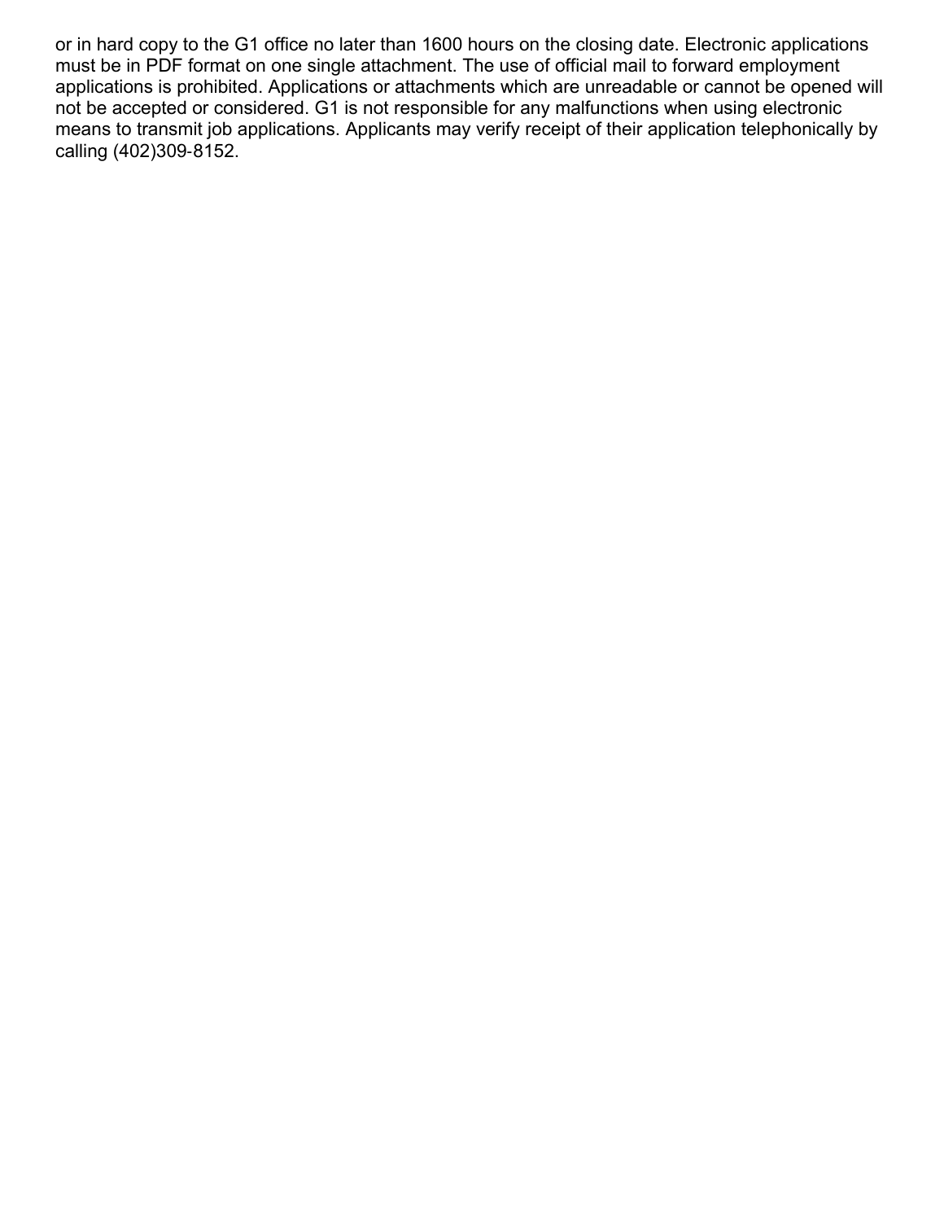or in hard copy to the G1 office no later than 1600 hours on the closing date. Electronic applications must be in PDF format on one single attachment. The use of official mail to forward employment applications is prohibited. Applications or attachments which are unreadable or cannot be opened will not be accepted or considered. G1 is not responsible for any malfunctions when using electronic means to transmit job applications. Applicants may verify receipt of their application telephonically by calling (402)309-8152.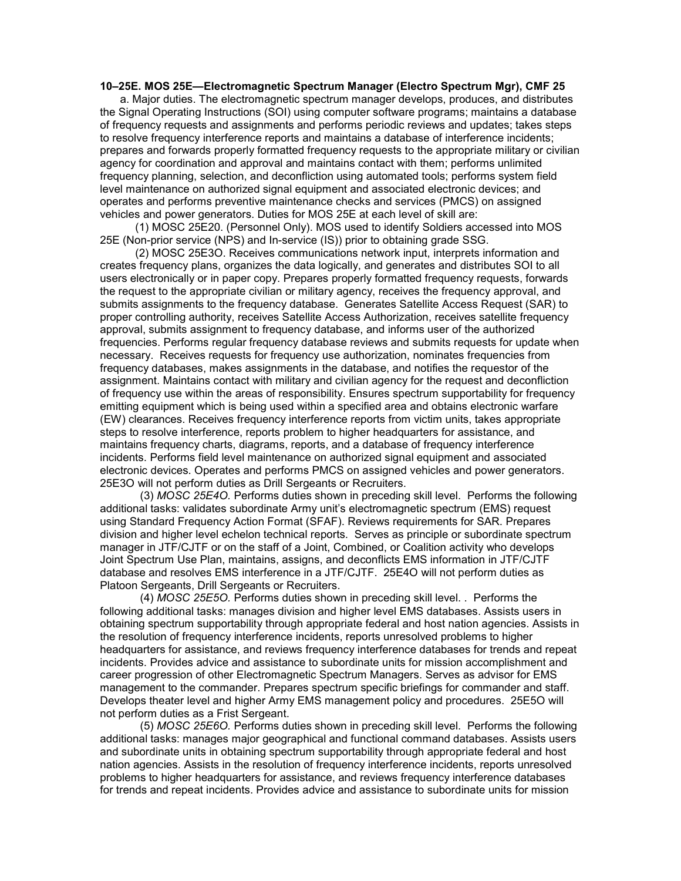**10–25E. MOS 25E—Electromagnetic Spectrum Manager (Electro Spectrum Mgr), CMF 25**

a. Major duties. The electromagnetic spectrum manager develops, produces, and distributes the Signal Operating Instructions (SOI) using computer software programs; maintains a database of frequency requests and assignments and performs periodic reviews and updates; takes steps to resolve frequency interference reports and maintains a database of interference incidents; prepares and forwards properly formatted frequency requests to the appropriate military or civilian agency for coordination and approval and maintains contact with them; performs unlimited frequency planning, selection, and deconfliction using automated tools; performs system field level maintenance on authorized signal equipment and associated electronic devices; and operates and performs preventive maintenance checks and services (PMCS) on assigned vehicles and power generators. Duties for MOS 25E at each level of skill are:

(1) MOSC 25E20. (Personnel Only). MOS used to identify Soldiers accessed into MOS 25E (Non-prior service (NPS) and In-service (IS)) prior to obtaining grade SSG.

(2) MOSC 25E3O. Receives communications network input, interprets information and creates frequency plans, organizes the data logically, and generates and distributes SOI to all users electronically or in paper copy. Prepares properly formatted frequency requests, forwards the request to the appropriate civilian or military agency, receives the frequency approval, and submits assignments to the frequency database. Generates Satellite Access Request (SAR) to proper controlling authority, receives Satellite Access Authorization, receives satellite frequency approval, submits assignment to frequency database, and informs user of the authorized frequencies. Performs regular frequency database reviews and submits requests for update when necessary. Receives requests for frequency use authorization, nominates frequencies from frequency databases, makes assignments in the database, and notifies the requestor of the assignment. Maintains contact with military and civilian agency for the request and deconfliction of frequency use within the areas of responsibility. Ensures spectrum supportability for frequency emitting equipment which is being used within a specified area and obtains electronic warfare (EW) clearances. Receives frequency interference reports from victim units, takes appropriate steps to resolve interference, reports problem to higher headquarters for assistance, and maintains frequency charts, diagrams, reports, and a database of frequency interference incidents. Performs field level maintenance on authorized signal equipment and associated electronic devices. Operates and performs PMCS on assigned vehicles and power generators. 25E3O will not perform duties as Drill Sergeants or Recruiters.

(3) *MOSC 25E4O.* Performs duties shown in preceding skill level. Performs the following additional tasks: validates subordinate Army unit's electromagnetic spectrum (EMS) request using Standard Frequency Action Format (SFAF). Reviews requirements for SAR. Prepares division and higher level echelon technical reports. Serves as principle or subordinate spectrum manager in JTF/CJTF or on the staff of a Joint, Combined, or Coalition activity who develops Joint Spectrum Use Plan, maintains, assigns, and deconflicts EMS information in JTF/CJTF database and resolves EMS interference in a JTF/CJTF. 25E4O will not perform duties as Platoon Sergeants, Drill Sergeants or Recruiters.

(4) *MOSC 25E5O.* Performs duties shown in preceding skill level. . Performs the following additional tasks: manages division and higher level EMS databases. Assists users in obtaining spectrum supportability through appropriate federal and host nation agencies. Assists in the resolution of frequency interference incidents, reports unresolved problems to higher headquarters for assistance, and reviews frequency interference databases for trends and repeat incidents. Provides advice and assistance to subordinate units for mission accomplishment and career progression of other Electromagnetic Spectrum Managers. Serves as advisor for EMS management to the commander. Prepares spectrum specific briefings for commander and staff. Develops theater level and higher Army EMS management policy and procedures. 25E5O will not perform duties as a Frist Sergeant.

(5) *MOSC 25E6O.* Performs duties shown in preceding skill level. Performs the following additional tasks: manages major geographical and functional command databases. Assists users and subordinate units in obtaining spectrum supportability through appropriate federal and host nation agencies. Assists in the resolution of frequency interference incidents, reports unresolved problems to higher headquarters for assistance, and reviews frequency interference databases for trends and repeat incidents. Provides advice and assistance to subordinate units for mission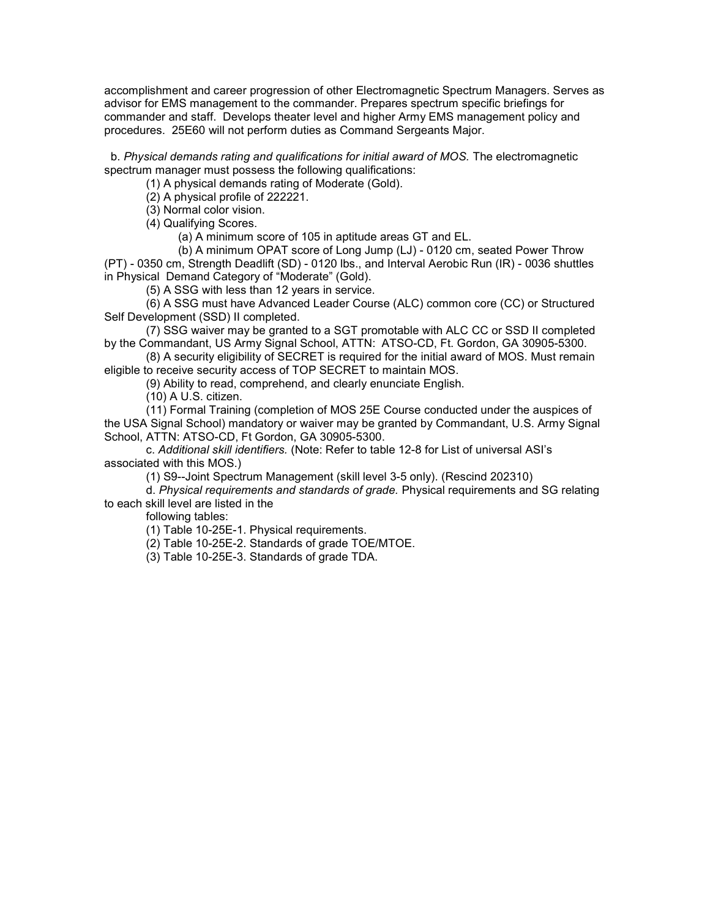accomplishment and career progression of other Electromagnetic Spectrum Managers. Serves as advisor for EMS management to the commander. Prepares spectrum specific briefings for commander and staff. Develops theater level and higher Army EMS management policy and procedures. 25E60 will not perform duties as Command Sergeants Major.

b. *Physical demands rating and qualifications for initial award of MOS.* The electromagnetic spectrum manager must possess the following qualifications:

(1) A physical demands rating of Moderate (Gold).

(2) A physical profile of 222221.

(3) Normal color vision.

(4) Qualifying Scores.

(a) A minimum score of 105 in aptitude areas GT and EL.

(b) A minimum OPAT score of Long Jump (LJ) - 0120 cm, seated Power Throw (PT) - 0350 cm, Strength Deadlift (SD) - 0120 lbs., and Interval Aerobic Run (IR) - 0036 shuttles in Physical Demand Category of “Moderate” (Gold).

(5) A SSG with less than 12 years in service.

(6) A SSG must have Advanced Leader Course (ALC) common core (CC) or Structured Self Development (SSD) II completed.

(7) SSG waiver may be granted to a SGT promotable with ALC CC or SSD II completed by the Commandant, US Army Signal School, ATTN: ATSO-CD, Ft. Gordon, GA 30905-5300.

(8) A security eligibility of SECRET is required for the initial award of MOS. Must remain eligible to receive security access of TOP SECRET to maintain MOS.

(9) Ability to read, comprehend, and clearly enunciate English.

(10) A U.S. citizen.

(11) Formal Training (completion of MOS 25E Course conducted under the auspices of the USA Signal School) mandatory or waiver may be granted by Commandant, U.S. Army Signal School, ATTN: ATSO-CD, Ft Gordon, GA 30905-5300.

c. *Additional skill identifiers.* (Note: Refer to table 12-8 for List of universal ASI’s associated with this MOS.)

(1) S9--Joint Spectrum Management (skill level 3-5 only). (Rescind 202310)

d. *Physical requirements and standards of grade.* Physical requirements and SG relating to each skill level are listed in the following tables:

(1) Table 10-25E-1. Physical requirements.

(2) Table 10-25E-2. Standards of grade TOE/MTOE.

(3) Table 10-25E-3. Standards of grade TDA.